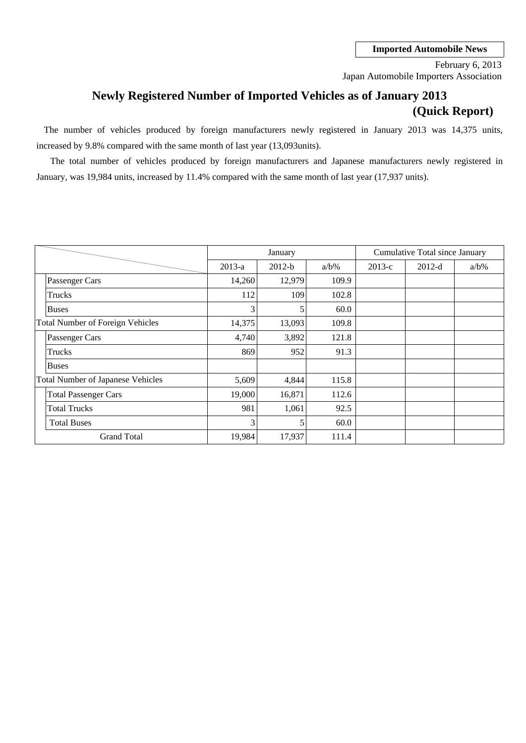**Imported Automobile News**

February 6, 2013
Japan Automobile Importers Association

# Newly Registered Number of Imported Vehicles as of January 2013 (Quick Report)

The number of vehicles produced by foreign manufacturers newly registered in January 2013 was 14,375 units, increased by 9.8% compared with the same month of last year (13,093units).

The total number of vehicles produced by foreign manufacturers and Japanese manufacturers newly registered in January, was 19,984 units, increased by 11.4% compared with the same month of last year (17,937 units).

| | January | | | Cumulative Total since January | | |
|---|---|---|---|---|---|---|
| | 2013-a | 2012-b | a/b% | 2013-c | 2012-d | a/b% |
| Passenger Cars | 14,260 | 12,979 | 109.9 | | | |
| Trucks | 112 | 109 | 102.8 | | | |
| Buses | 3 | 5 | 60.0 | | | |
| Total Number of Foreign Vehicles | 14,375 | 13,093 | 109.8 | | | |
| Passenger Cars | 4,740 | 3,892 | 121.8 | | | |
| Trucks | 869 | 952 | 91.3 | | | |
| Buses | | | | | | |
| Total Number of Japanese Vehicles | 5,609 | 4,844 | 115.8 | | | |
| Total Passenger Cars | 19,000 | 16,871 | 112.6 | | | |
| Total Trucks | 981 | 1,061 | 92.5 | | | |
| Total Buses | 3 | 5 | 60.0 | | | |
| Grand Total | 19,984 | 17,937 | 111.4 | | | |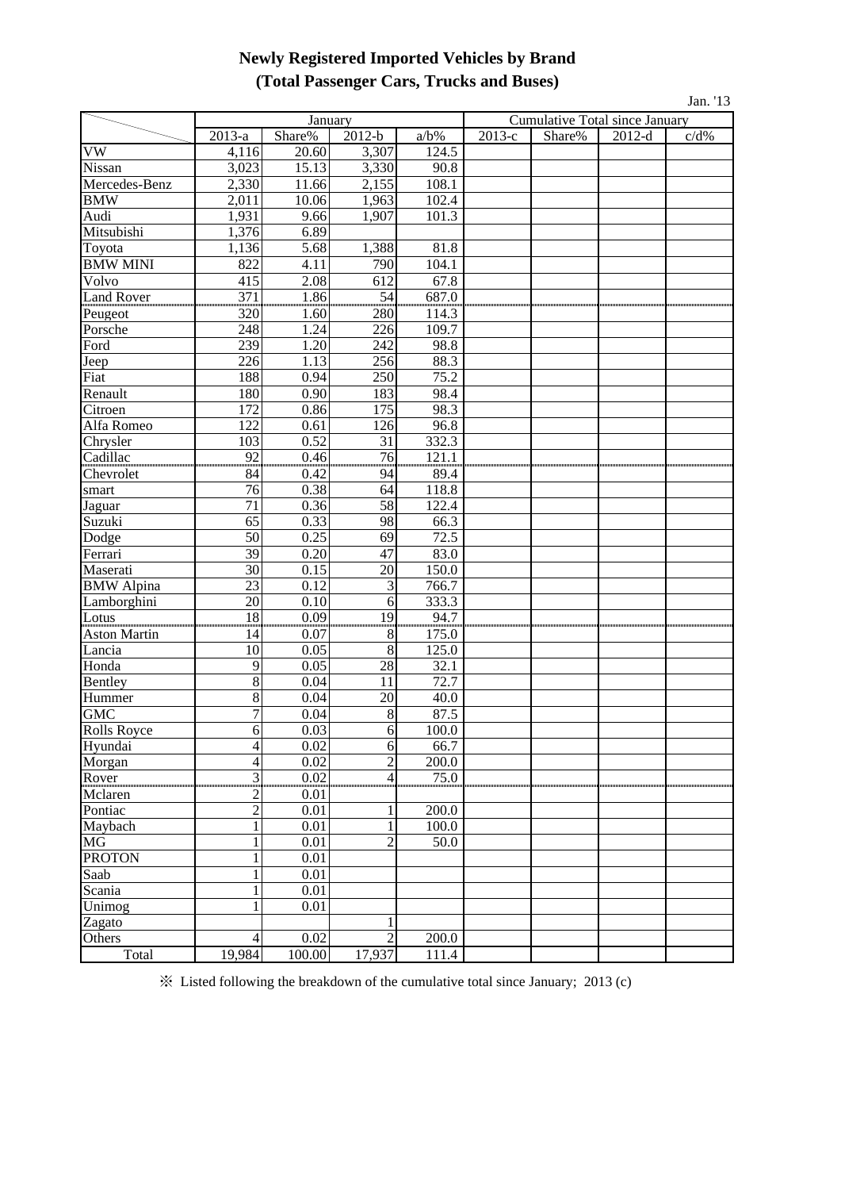# Newly Registered Imported Vehicles by Brand
## (Total Passenger Cars, Trucks and Buses)

Jan. '13

| | January | | | | Cumulative Total since January | | | |
|---|---|---|---|---|---|---|---|---|
| | 2013-a | Share% | 2012-b | a/b% | 2013-c | Share% | 2012-d | c/d% |
| VW | 4,116 | 20.60 | 3,307 | 124.5 | | | | |
| Nissan | 3,023 | 15.13 | 3,330 | 90.8 | | | | |
| Mercedes-Benz | 2,330 | 11.66 | 2,155 | 108.1 | | | | |
| BMW | 2,011 | 10.06 | 1,963 | 102.4 | | | | |
| Audi | 1,931 | 9.66 | 1,907 | 101.3 | | | | |
| Mitsubishi | 1,376 | 6.89 | | | | | | |
| Toyota | 1,136 | 5.68 | 1,388 | 81.8 | | | | |
| BMW MINI | 822 | 4.11 | 790 | 104.1 | | | | |
| Volvo | 415 | 2.08 | 612 | 67.8 | | | | |
| Land Rover | 371 | 1.86 | 54 | 687.0 | | | | |
| Peugeot | 320 | 1.60 | 280 | 114.3 | | | | |
| Porsche | 248 | 1.24 | 226 | 109.7 | | | | |
| Ford | 239 | 1.20 | 242 | 98.8 | | | | |
| Jeep | 226 | 1.13 | 256 | 88.3 | | | | |
| Fiat | 188 | 0.94 | 250 | 75.2 | | | | |
| Renault | 180 | 0.90 | 183 | 98.4 | | | | |
| Citroen | 172 | 0.86 | 175 | 98.3 | | | | |
| Alfa Romeo | 122 | 0.61 | 126 | 96.8 | | | | |
| Chrysler | 103 | 0.52 | 31 | 332.3 | | | | |
| Cadillac | 92 | 0.46 | 76 | 121.1 | | | | |
| Chevrolet | 84 | 0.42 | 94 | 89.4 | | | | |
| smart | 76 | 0.38 | 64 | 118.8 | | | | |
| Jaguar | 71 | 0.36 | 58 | 122.4 | | | | |
| Suzuki | 65 | 0.33 | 98 | 66.3 | | | | |
| Dodge | 50 | 0.25 | 69 | 72.5 | | | | |
| Ferrari | 39 | 0.20 | 47 | 83.0 | | | | |
| Maserati | 30 | 0.15 | 20 | 150.0 | | | | |
| BMW Alpina | 23 | 0.12 | 3 | 766.7 | | | | |
| Lamborghini | 20 | 0.10 | 6 | 333.3 | | | | |
| Lotus | 18 | 0.09 | 19 | 94.7 | | | | |
| Aston Martin | 14 | 0.07 | 8 | 175.0 | | | | |
| Lancia | 10 | 0.05 | 8 | 125.0 | | | | |
| Honda | 9 | 0.05 | 28 | 32.1 | | | | |
| Bentley | 8 | 0.04 | 11 | 72.7 | | | | |
| Hummer | 8 | 0.04 | 20 | 40.0 | | | | |
| GMC | 7 | 0.04 | 8 | 87.5 | | | | |
| Rolls Royce | 6 | 0.03 | 6 | 100.0 | | | | |
| Hyundai | 4 | 0.02 | 6 | 66.7 | | | | |
| Morgan | 4 | 0.02 | 2 | 200.0 | | | | |
| Rover | 3 | 0.02 | 4 | 75.0 | | | | |
| Mclaren | 2 | 0.01 | | | | | | |
| Pontiac | 2 | 0.01 | 1 | 200.0 | | | | |
| Maybach | 1 | 0.01 | 1 | 100.0 | | | | |
| MG | 1 | 0.01 | 2 | 50.0 | | | | |
| PROTON | 1 | 0.01 | | | | | | |
| Saab | 1 | 0.01 | | | | | | |
| Scania | 1 | 0.01 | | | | | | |
| Unimog | 1 | 0.01 | | | | | | |
| Zagato | | | 1 | | | | | |
| Others | 4 | 0.02 | 2 | 200.0 | | | | |
| Total | 19,984 | 100.00 | 17,937 | 111.4 | | | | |

※ Listed following the breakdown of the cumulative total since January; 2013 (c)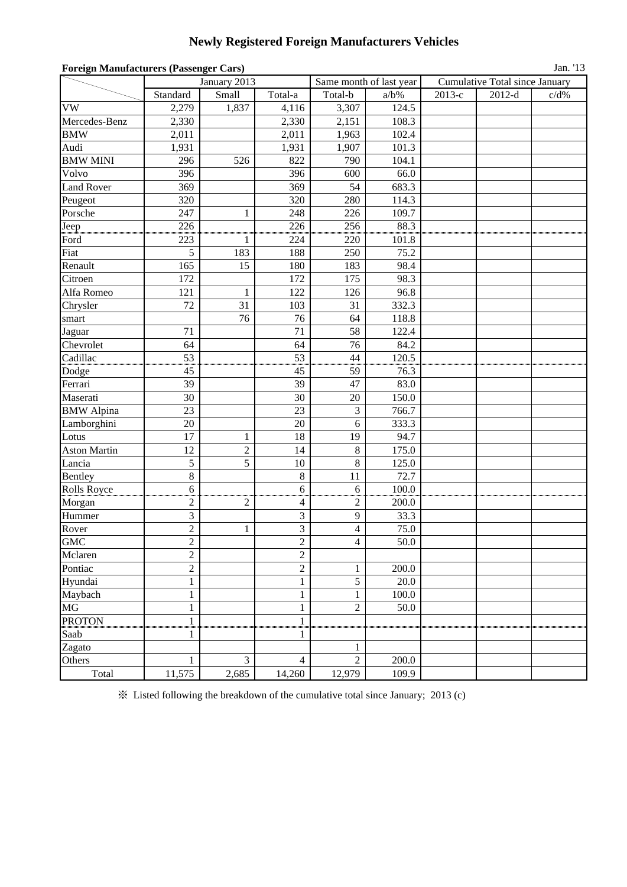# Newly Registered Foreign Manufacturers Vehicles

**Foreign Manufacturers (Passenger Cars)**

Jan. '13

| | January 2013 | | | Same month of last year | | Cumulative Total since January | | |
|---|---|---|---|---|---|---|---|---|
| | Standard | Small | Total-a | Total-b | a/b% | 2013-c | 2012-d | c/d% |
| VW | 2,279 | 1,837 | 4,116 | 3,307 | 124.5 | | | |
| Mercedes-Benz | 2,330 | | 2,330 | 2,151 | 108.3 | | | |
| BMW | 2,011 | | 2,011 | 1,963 | 102.4 | | | |
| Audi | 1,931 | | 1,931 | 1,907 | 101.3 | | | |
| BMW MINI | 296 | 526 | 822 | 790 | 104.1 | | | |
| Volvo | 396 | | 396 | 600 | 66.0 | | | |
| Land Rover | 369 | | 369 | 54 | 683.3 | | | |
| Peugeot | 320 | | 320 | 280 | 114.3 | | | |
| Porsche | 247 | 1 | 248 | 226 | 109.7 | | | |
| Jeep | 226 | | 226 | 256 | 88.3 | | | |
| Ford | 223 | 1 | 224 | 220 | 101.8 | | | |
| Fiat | 5 | 183 | 188 | 250 | 75.2 | | | |
| Renault | 165 | 15 | 180 | 183 | 98.4 | | | |
| Citroen | 172 | | 172 | 175 | 98.3 | | | |
| Alfa Romeo | 121 | 1 | 122 | 126 | 96.8 | | | |
| Chrysler | 72 | 31 | 103 | 31 | 332.3 | | | |
| smart | | 76 | 76 | 64 | 118.8 | | | |
| Jaguar | 71 | | 71 | 58 | 122.4 | | | |
| Chevrolet | 64 | | 64 | 76 | 84.2 | | | |
| Cadillac | 53 | | 53 | 44 | 120.5 | | | |
| Dodge | 45 | | 45 | 59 | 76.3 | | | |
| Ferrari | 39 | | 39 | 47 | 83.0 | | | |
| Maserati | 30 | | 30 | 20 | 150.0 | | | |
| BMW Alpina | 23 | | 23 | 3 | 766.7 | | | |
| Lamborghini | 20 | | 20 | 6 | 333.3 | | | |
| Lotus | 17 | 1 | 18 | 19 | 94.7 | | | |
| Aston Martin | 12 | 2 | 14 | 8 | 175.0 | | | |
| Lancia | 5 | 5 | 10 | 8 | 125.0 | | | |
| Bentley | 8 | | 8 | 11 | 72.7 | | | |
| Rolls Royce | 6 | | 6 | 6 | 100.0 | | | |
| Morgan | 2 | 2 | 4 | 2 | 200.0 | | | |
| Hummer | 3 | | 3 | 9 | 33.3 | | | |
| Rover | 2 | 1 | 3 | 4 | 75.0 | | | |
| GMC | 2 | | 2 | 4 | 50.0 | | | |
| Mclaren | 2 | | 2 | | | | | |
| Pontiac | 2 | | 2 | 1 | 200.0 | | | |
| Hyundai | 1 | | 1 | 5 | 20.0 | | | |
| Maybach | 1 | | 1 | 1 | 100.0 | | | |
| MG | 1 | | 1 | 2 | 50.0 | | | |
| PROTON | 1 | | 1 | | | | | |
| Saab | 1 | | 1 | | | | | |
| Zagato | | | | 1 | | | | |
| Others | 1 | 3 | 4 | 2 | 200.0 | | | |
| Total | 11,575 | 2,685 | 14,260 | 12,979 | 109.9 | | | |

※ Listed following the breakdown of the cumulative total since January; 2013 (c)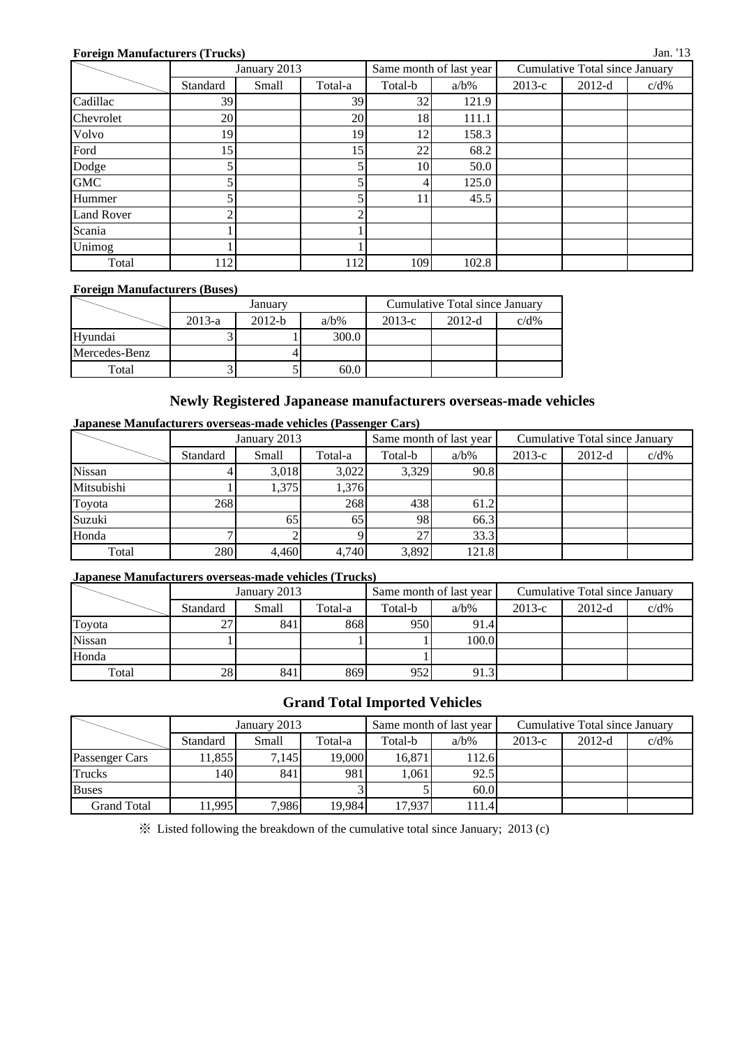**Foreign Manufacturers (Trucks)**

Jan. '13

| | January 2013 | | | Same month of last year | | Cumulative Total since January | | |
|---|---|---|---|---|---|---|---|---|
| | Standard | Small | Total-a | Total-b | a/b% | 2013-c | 2012-d | c/d% |
| Cadillac | 39 | | 39 | 32 | 121.9 | | | |
| Chevrolet | 20 | | 20 | 18 | 111.1 | | | |
| Volvo | 19 | | 19 | 12 | 158.3 | | | |
| Ford | 15 | | 15 | 22 | 68.2 | | | |
| Dodge | 5 | | 5 | 10 | 50.0 | | | |
| GMC | 5 | | 5 | 4 | 125.0 | | | |
| Hummer | 5 | | 5 | 11 | 45.5 | | | |
| Land Rover | 2 | | 2 | | | | | |
| Scania | 1 | | 1 | | | | | |
| Unimog | 1 | | 1 | | | | | |
| Total | 112 | | 112 | 109 | 102.8 | | | |

**Foreign Manufacturers (Buses)**

| | January | | | Cumulative Total since January | | |
|---|---|---|---|---|---|---|
| | 2013-a | 2012-b | a/b% | 2013-c | 2012-d | c/d% |
| Hyundai | 3 | 1 | 300.0 | | | |
| Mercedes-Benz | | 4 | | | | |
| Total | 3 | 5 | 60.0 | | | |

## Newly Registered Japanease manufacturers overseas-made vehicles

**Japanese Manufacturers overseas-made vehicles (Passenger Cars)**

| | January 2013 | | | Same month of last year | | Cumulative Total since January | | |
|---|---|---|---|---|---|---|---|---|
| | Standard | Small | Total-a | Total-b | a/b% | 2013-c | 2012-d | c/d% |
| Nissan | 4 | 3,018 | 3,022 | 3,329 | 90.8 | | | |
| Mitsubishi | 1 | 1,375 | 1,376 | | | | | |
| Toyota | 268 | | 268 | 438 | 61.2 | | | |
| Suzuki | | 65 | 65 | 98 | 66.3 | | | |
| Honda | 7 | 2 | 9 | 27 | 33.3 | | | |
| Total | 280 | 4,460 | 4,740 | 3,892 | 121.8 | | | |

**Japanese Manufacturers overseas-made vehicles (Trucks)**

| | January 2013 | | | Same month of last year | | Cumulative Total since January | | |
|---|---|---|---|---|---|---|---|---|
| | Standard | Small | Total-a | Total-b | a/b% | 2013-c | 2012-d | c/d% |
| Toyota | 27 | 841 | 868 | 950 | 91.4 | | | |
| Nissan | 1 | | 1 | 1 | 100.0 | | | |
| Honda | | | | 1 | | | | |
| Total | 28 | 841 | 869 | 952 | 91.3 | | | |

## Grand Total Imported Vehicles

| | January 2013 | | | Same month of last year | | Cumulative Total since January | | |
|---|---|---|---|---|---|---|---|---|
| | Standard | Small | Total-a | Total-b | a/b% | 2013-c | 2012-d | c/d% |
| Passenger Cars | 11,855 | 7,145 | 19,000 | 16,871 | 112.6 | | | |
| Trucks | 140 | 841 | 981 | 1,061 | 92.5 | | | |
| Buses | | | 3 | 5 | 60.0 | | | |
| Grand Total | 11,995 | 7,986 | 19,984 | 17,937 | 111.4 | | | |

※ Listed following the breakdown of the cumulative total since January; 2013 (c)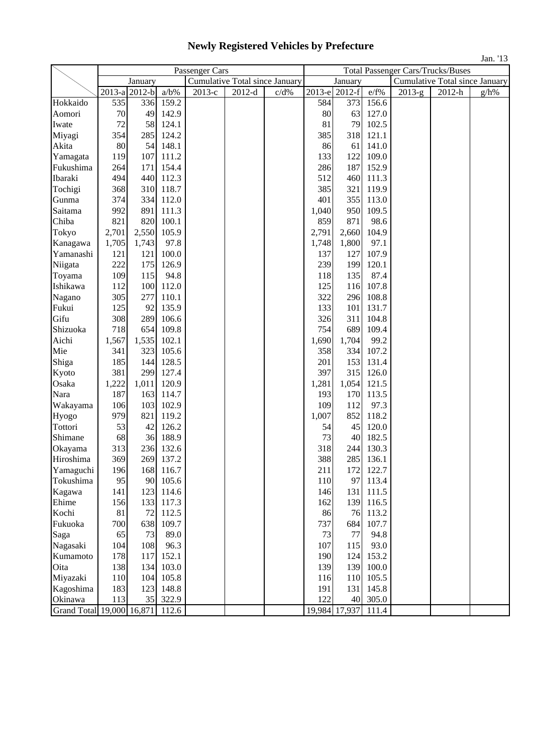# Newly Registered Vehicles by Prefecture

Jan. '13

| | Passenger Cars | | | | | | Total Passenger Cars/Trucks/Buses | | | | | |
|---|---|---|---|---|---|---|---|---|---|---|---|---|
| | January | | | Cumulative Total since January | | | January | | | Cumulative Total since January | | |
| | 2013-a | 2012-b | a/b% | 2013-c | 2012-d | c/d% | 2013-e | 2012-f | e/f% | 2013-g | 2012-h | g/h% |
| Hokkaido | 535 | 336 | 159.2 | | | | 584 | 373 | 156.6 | | | |
| Aomori | 70 | 49 | 142.9 | | | | 80 | 63 | 127.0 | | | |
| Iwate | 72 | 58 | 124.1 | | | | 81 | 79 | 102.5 | | | |
| Miyagi | 354 | 285 | 124.2 | | | | 385 | 318 | 121.1 | | | |
| Akita | 80 | 54 | 148.1 | | | | 86 | 61 | 141.0 | | | |
| Yamagata | 119 | 107 | 111.2 | | | | 133 | 122 | 109.0 | | | |
| Fukushima | 264 | 171 | 154.4 | | | | 286 | 187 | 152.9 | | | |
| Ibaraki | 494 | 440 | 112.3 | | | | 512 | 460 | 111.3 | | | |
| Tochigi | 368 | 310 | 118.7 | | | | 385 | 321 | 119.9 | | | |
| Gunma | 374 | 334 | 112.0 | | | | 401 | 355 | 113.0 | | | |
| Saitama | 992 | 891 | 111.3 | | | | 1,040 | 950 | 109.5 | | | |
| Chiba | 821 | 820 | 100.1 | | | | 859 | 871 | 98.6 | | | |
| Tokyo | 2,701 | 2,550 | 105.9 | | | | 2,791 | 2,660 | 104.9 | | | |
| Kanagawa | 1,705 | 1,743 | 97.8 | | | | 1,748 | 1,800 | 97.1 | | | |
| Yamanashi | 121 | 121 | 100.0 | | | | 137 | 127 | 107.9 | | | |
| Niigata | 222 | 175 | 126.9 | | | | 239 | 199 | 120.1 | | | |
| Toyama | 109 | 115 | 94.8 | | | | 118 | 135 | 87.4 | | | |
| Ishikawa | 112 | 100 | 112.0 | | | | 125 | 116 | 107.8 | | | |
| Nagano | 305 | 277 | 110.1 | | | | 322 | 296 | 108.8 | | | |
| Fukui | 125 | 92 | 135.9 | | | | 133 | 101 | 131.7 | | | |
| Gifu | 308 | 289 | 106.6 | | | | 326 | 311 | 104.8 | | | |
| Shizuoka | 718 | 654 | 109.8 | | | | 754 | 689 | 109.4 | | | |
| Aichi | 1,567 | 1,535 | 102.1 | | | | 1,690 | 1,704 | 99.2 | | | |
| Mie | 341 | 323 | 105.6 | | | | 358 | 334 | 107.2 | | | |
| Shiga | 185 | 144 | 128.5 | | | | 201 | 153 | 131.4 | | | |
| Kyoto | 381 | 299 | 127.4 | | | | 397 | 315 | 126.0 | | | |
| Osaka | 1,222 | 1,011 | 120.9 | | | | 1,281 | 1,054 | 121.5 | | | |
| Nara | 187 | 163 | 114.7 | | | | 193 | 170 | 113.5 | | | |
| Wakayama | 106 | 103 | 102.9 | | | | 109 | 112 | 97.3 | | | |
| Hyogo | 979 | 821 | 119.2 | | | | 1,007 | 852 | 118.2 | | | |
| Tottori | 53 | 42 | 126.2 | | | | 54 | 45 | 120.0 | | | |
| Shimane | 68 | 36 | 188.9 | | | | 73 | 40 | 182.5 | | | |
| Okayama | 313 | 236 | 132.6 | | | | 318 | 244 | 130.3 | | | |
| Hiroshima | 369 | 269 | 137.2 | | | | 388 | 285 | 136.1 | | | |
| Yamaguchi | 196 | 168 | 116.7 | | | | 211 | 172 | 122.7 | | | |
| Tokushima | 95 | 90 | 105.6 | | | | 110 | 97 | 113.4 | | | |
| Kagawa | 141 | 123 | 114.6 | | | | 146 | 131 | 111.5 | | | |
| Ehime | 156 | 133 | 117.3 | | | | 162 | 139 | 116.5 | | | |
| Kochi | 81 | 72 | 112.5 | | | | 86 | 76 | 113.2 | | | |
| Fukuoka | 700 | 638 | 109.7 | | | | 737 | 684 | 107.7 | | | |
| Saga | 65 | 73 | 89.0 | | | | 73 | 77 | 94.8 | | | |
| Nagasaki | 104 | 108 | 96.3 | | | | 107 | 115 | 93.0 | | | |
| Kumamoto | 178 | 117 | 152.1 | | | | 190 | 124 | 153.2 | | | |
| Oita | 138 | 134 | 103.0 | | | | 139 | 139 | 100.0 | | | |
| Miyazaki | 110 | 104 | 105.8 | | | | 116 | 110 | 105.5 | | | |
| Kagoshima | 183 | 123 | 148.8 | | | | 191 | 131 | 145.8 | | | |
| Okinawa | 113 | 35 | 322.9 | | | | 122 | 40 | 305.0 | | | |
| Grand Total | 19,000 | 16,871 | 112.6 | | | | 19,984 | 17,937 | 111.4 | | | |